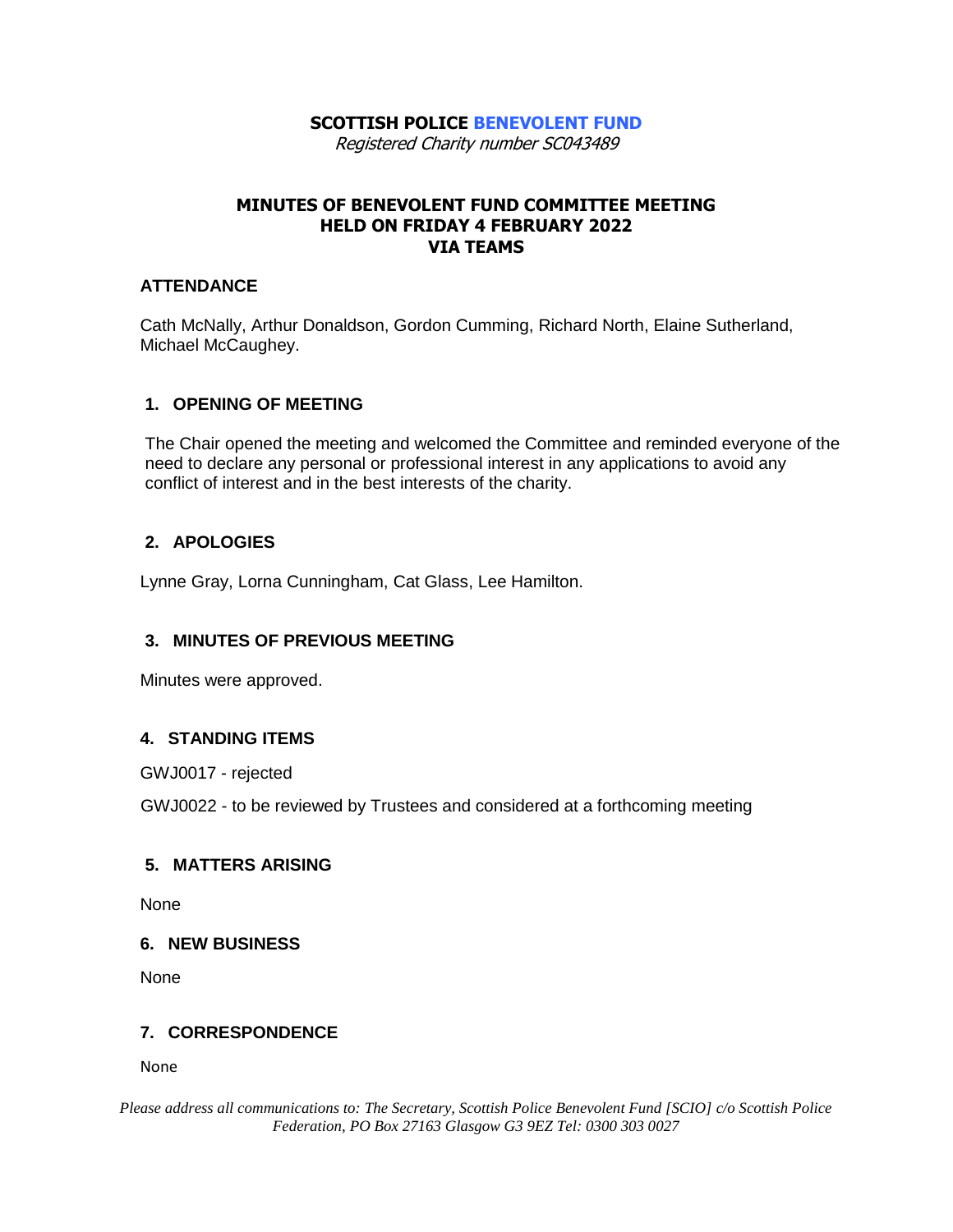# SCOTTISH POLICE BENEVOLENT FUND

*Registered Charity number SC043489*

## MINUTES OF BENEVOLENT FUND COMMITTEE MEETING HELD ON FRIDAY 4 FEBRUARY 2022 VIA TEAMS

### ATTENDANCE

Cath McNally, Arthur Donaldson, Gordon Cumming, Richard North, Elaine Sutherland, Michael McCaughey.

### 1. OPENING OF MEETING

The Chair opened the meeting and welcomed the Committee and reminded everyone of the need to declare any personal or professional interest in any applications to avoid any conflict of interest and in the best interests of the charity.

### 2. APOLOGIES

Lynne Gray, Lorna Cunningham, Cat Glass, Lee Hamilton.

### 3. MINUTES OF PREVIOUS MEETING

Minutes were approved.

### 4. STANDING ITEMS

GWJ0017 - rejected

GWJ0022 - to be reviewed by Trustees and considered at a forthcoming meeting

### 5. MATTERS ARISING

None

### 6. NEW BUSINESS

None

### 7. CORRESPONDENCE

None

*Please address all communications to: The Secretary, Scottish Police Benevolent Fund [SCIO] c/o Scottish Police Federation, PO Box 27163 Glasgow G3 9EZ Tel: 0300 303 0027*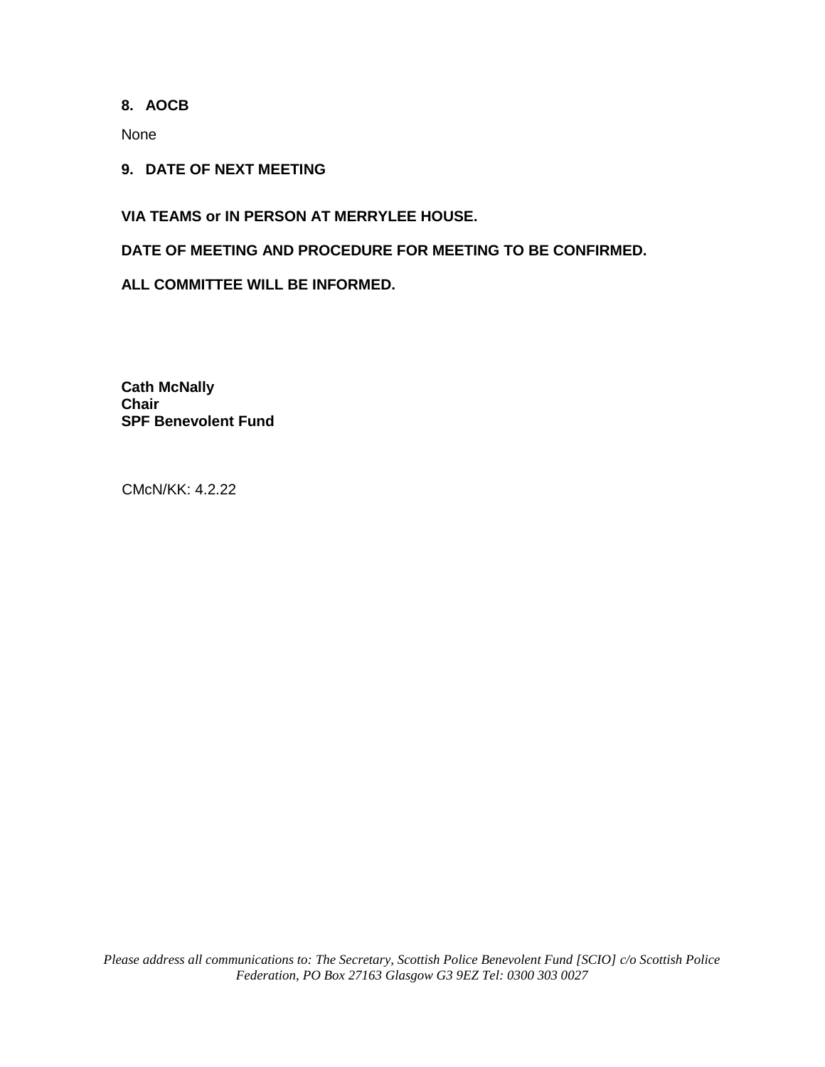## 8. AOCB

None

## 9. DATE OF NEXT MEETING

**VIA TEAMS or IN PERSON AT MERRYLEE HOUSE.**

**DATE OF MEETING AND PROCEDURE FOR MEETING TO BE CONFIRMED.**

**ALL COMMITTEE WILL BE INFORMED.**

**Cath McNally**
**Chair**
**SPF Benevolent Fund**

CMcN/KK: 4.2.22

*Please address all communications to: The Secretary, Scottish Police Benevolent Fund [SCIO] c/o Scottish Police Federation, PO Box 27163 Glasgow G3 9EZ Tel: 0300 303 0027*